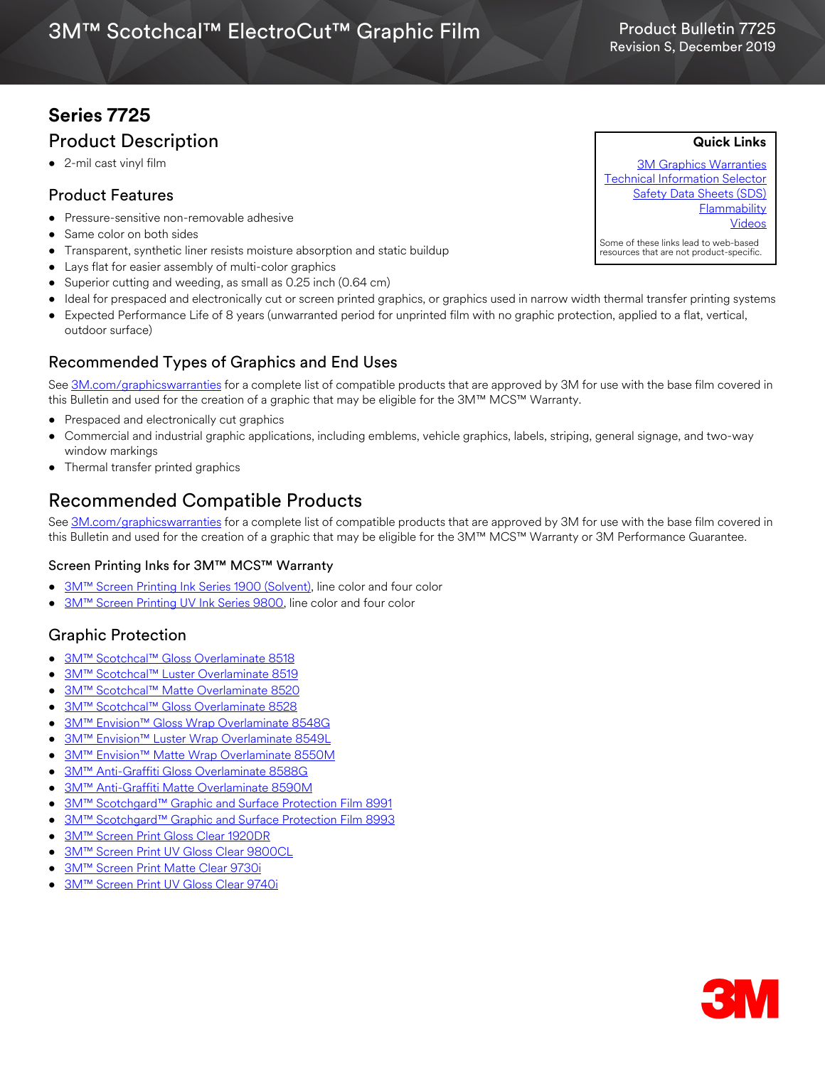# 3M™ Scotchcal™ ElectroCut™ Graphic Film

Product Bulletin 7725
Revision S, December 2019

## Series 7725

## Product Description

- 2-mil cast vinyl film

**Quick Links**

3M Graphics Warranties
Technical Information Selector
Safety Data Sheets (SDS)
Flammability
Videos

Some of these links lead to web-based resources that are not product-specific.

### Product Features

- Pressure-sensitive non-removable adhesive
- Same color on both sides
- Transparent, synthetic liner resists moisture absorption and static buildup
- Lays flat for easier assembly of multi-color graphics
- Superior cutting and weeding, as small as 0.25 inch (0.64 cm)
- Ideal for prespaced and electronically cut or screen printed graphics, or graphics used in narrow width thermal transfer printing systems
- Expected Performance Life of 8 years (unwarranted period for unprinted film with no graphic protection, applied to a flat, vertical, outdoor surface)

### Recommended Types of Graphics and End Uses

See 3M.com/graphicswarranties for a complete list of compatible products that are approved by 3M for use with the base film covered in this Bulletin and used for the creation of a graphic that may be eligible for the 3M™ MCS™ Warranty.

- Prespaced and electronically cut graphics
- Commercial and industrial graphic applications, including emblems, vehicle graphics, labels, striping, general signage, and two-way window markings
- Thermal transfer printed graphics

## Recommended Compatible Products

See 3M.com/graphicswarranties for a complete list of compatible products that are approved by 3M for use with the base film covered in this Bulletin and used for the creation of a graphic that may be eligible for the 3M™ MCS™ Warranty or 3M Performance Guarantee.

#### Screen Printing Inks for 3M™ MCS™ Warranty

- 3M™ Screen Printing Ink Series 1900 (Solvent), line color and four color
- 3M™ Screen Printing UV Ink Series 9800, line color and four color

### Graphic Protection

- 3M™ Scotchcal™ Gloss Overlaminate 8518
- 3M™ Scotchcal™ Luster Overlaminate 8519
- 3M™ Scotchcal™ Matte Overlaminate 8520
- 3M™ Scotchcal™ Gloss Overlaminate 8528
- 3M™ Envision™ Gloss Wrap Overlaminate 8548G
- 3M™ Envision™ Luster Wrap Overlaminate 8549L
- 3M™ Envision™ Matte Wrap Overlaminate 8550M
- 3M™ Anti-Graffiti Gloss Overlaminate 8588G
- 3M™ Anti-Graffiti Matte Overlaminate 8590M
- 3M™ Scotchgard™ Graphic and Surface Protection Film 8991
- 3M™ Scotchgard™ Graphic and Surface Protection Film 8993
- 3M™ Screen Print Gloss Clear 1920DR
- 3M™ Screen Print UV Gloss Clear 9800CL
- 3M™ Screen Print Matte Clear 9730i
- 3M™ Screen Print UV Gloss Clear 9740i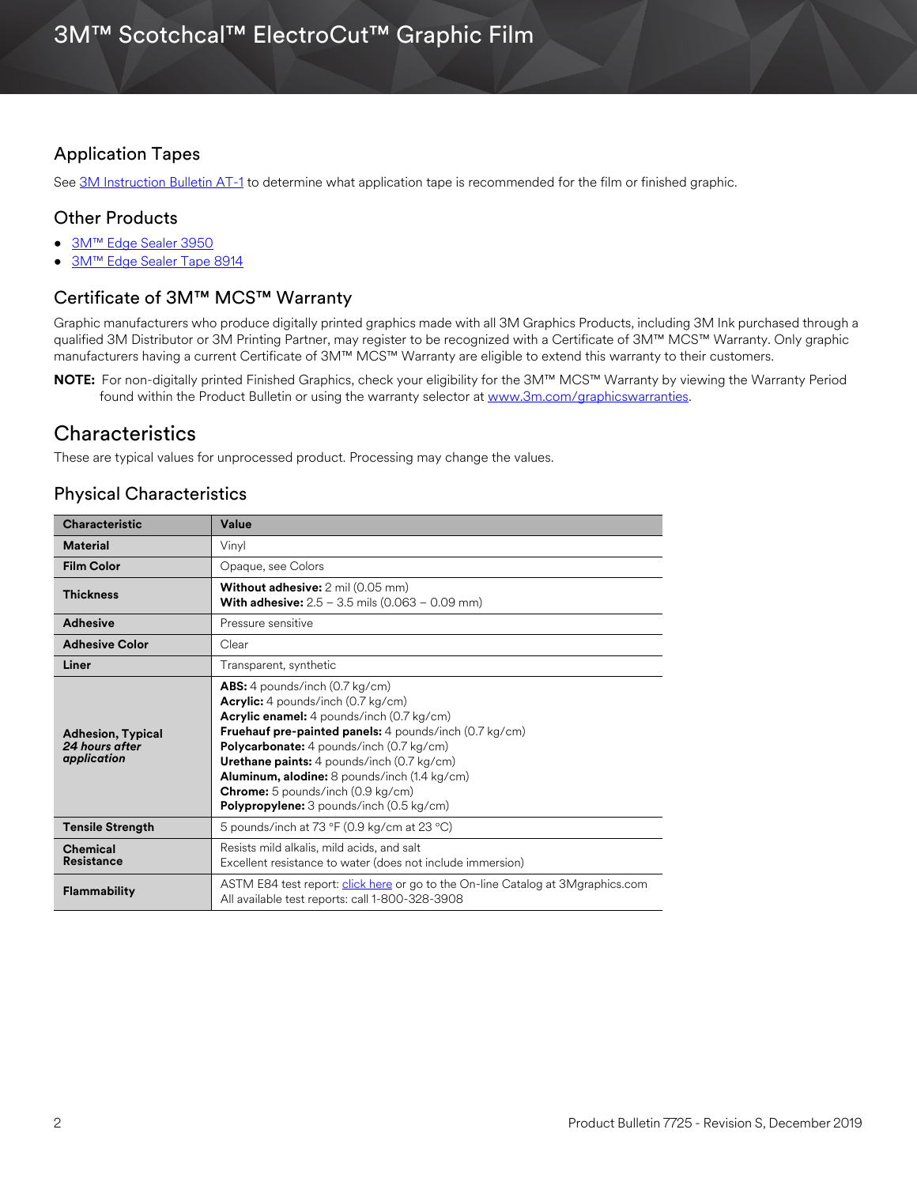## Application Tapes

See [3M Instruction Bulletin AT-1] to determine what application tape is recommended for the film or finished graphic.

## Other Products

- 3M™ Edge Sealer 3950
- 3M™ Edge Sealer Tape 8914

## Certificate of 3M™ MCS™ Warranty

Graphic manufacturers who produce digitally printed graphics made with all 3M Graphics Products, including 3M Ink purchased through a qualified 3M Distributor or 3M Printing Partner, may register to be recognized with a Certificate of 3M™ MCS™ Warranty. Only graphic manufacturers having a current Certificate of 3M™ MCS™ Warranty are eligible to extend this warranty to their customers.

**NOTE:** For non-digitally printed Finished Graphics, check your eligibility for the 3M™ MCS™ Warranty by viewing the Warranty Period found within the Product Bulletin or using the warranty selector at www.3m.com/graphicswarranties.

# Characteristics

These are typical values for unprocessed product. Processing may change the values.

## Physical Characteristics

| Characteristic | Value |
|---|---|
| **Material** | Vinyl |
| **Film Color** | Opaque, see Colors |
| **Thickness** | **Without adhesive:** 2 mil (0.05 mm)<br>**With adhesive:** 2.5 – 3.5 mils (0.063 – 0.09 mm) |
| **Adhesive** | Pressure sensitive |
| **Adhesive Color** | Clear |
| **Liner** | Transparent, synthetic |
| **Adhesion, Typical** ***24 hours after application*** | **ABS:** 4 pounds/inch (0.7 kg/cm)<br>**Acrylic:** 4 pounds/inch (0.7 kg/cm)<br>**Acrylic enamel:** 4 pounds/inch (0.7 kg/cm)<br>**Fruehauf pre-painted panels:** 4 pounds/inch (0.7 kg/cm)<br>**Polycarbonate:** 4 pounds/inch (0.7 kg/cm)<br>**Urethane paints:** 4 pounds/inch (0.7 kg/cm)<br>**Aluminum, alodine:** 8 pounds/inch (1.4 kg/cm)<br>**Chrome:** 5 pounds/inch (0.9 kg/cm)<br>**Polypropylene:** 3 pounds/inch (0.5 kg/cm) |
| **Tensile Strength** | 5 pounds/inch at 73 °F (0.9 kg/cm at 23 °C) |
| **Chemical Resistance** | Resists mild alkalis, mild acids, and salt<br>Excellent resistance to water (does not include immersion) |
| **Flammability** | ASTM E84 test report: click here or go to the On-line Catalog at 3Mgraphics.com<br>All available test reports: call 1-800-328-3908 |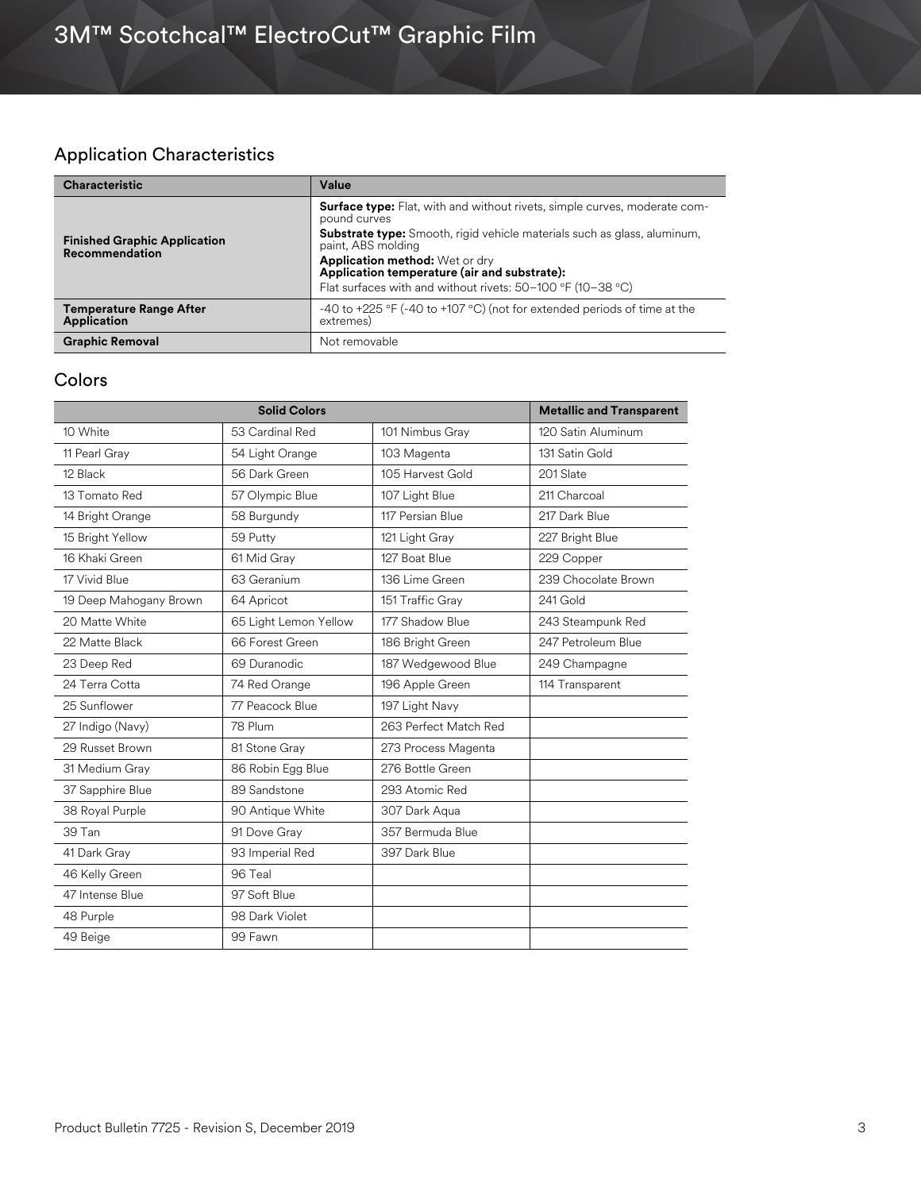## Application Characteristics

| Characteristic | Value |
|---|---|
| **Finished Graphic Application Recommendation** | **Surface type:** Flat, with and without rivets, simple curves, moderate compound curves<br>**Substrate type:** Smooth, rigid vehicle materials such as glass, aluminum, paint, ABS molding<br>**Application method:** Wet or dry<br>**Application temperature (air and substrate):**<br>Flat surfaces with and without rivets: 50–100 °F (10–38 °C) |
| **Temperature Range After Application** | -40 to +225 °F (-40 to +107 °C) (not for extended periods of time at the extremes) |
| **Graphic Removal** | Not removable |

## Colors

| Solid Colors | | | Metallic and Transparent |
|---|---|---|---|
| 10 White | 53 Cardinal Red | 101 Nimbus Gray | 120 Satin Aluminum |
| 11 Pearl Gray | 54 Light Orange | 103 Magenta | 131 Satin Gold |
| 12 Black | 56 Dark Green | 105 Harvest Gold | 201 Slate |
| 13 Tomato Red | 57 Olympic Blue | 107 Light Blue | 211 Charcoal |
| 14 Bright Orange | 58 Burgundy | 117 Persian Blue | 217 Dark Blue |
| 15 Bright Yellow | 59 Putty | 121 Light Gray | 227 Bright Blue |
| 16 Khaki Green | 61 Mid Gray | 127 Boat Blue | 229 Copper |
| 17 Vivid Blue | 63 Geranium | 136 Lime Green | 239 Chocolate Brown |
| 19 Deep Mahogany Brown | 64 Apricot | 151 Traffic Gray | 241 Gold |
| 20 Matte White | 65 Light Lemon Yellow | 177 Shadow Blue | 243 Steampunk Red |
| 22 Matte Black | 66 Forest Green | 186 Bright Green | 247 Petroleum Blue |
| 23 Deep Red | 69 Duranodic | 187 Wedgewood Blue | 249 Champagne |
| 24 Terra Cotta | 74 Red Orange | 196 Apple Green | 114 Transparent |
| 25 Sunflower | 77 Peacock Blue | 197 Light Navy | |
| 27 Indigo (Navy) | 78 Plum | 263 Perfect Match Red | |
| 29 Russet Brown | 81 Stone Gray | 273 Process Magenta | |
| 31 Medium Gray | 86 Robin Egg Blue | 276 Bottle Green | |
| 37 Sapphire Blue | 89 Sandstone | 293 Atomic Red | |
| 38 Royal Purple | 90 Antique White | 307 Dark Aqua | |
| 39 Tan | 91 Dove Gray | 357 Bermuda Blue | |
| 41 Dark Gray | 93 Imperial Red | 397 Dark Blue | |
| 46 Kelly Green | 96 Teal | | |
| 47 Intense Blue | 97 Soft Blue | | |
| 48 Purple | 98 Dark Violet | | |
| 49 Beige | 99 Fawn | | |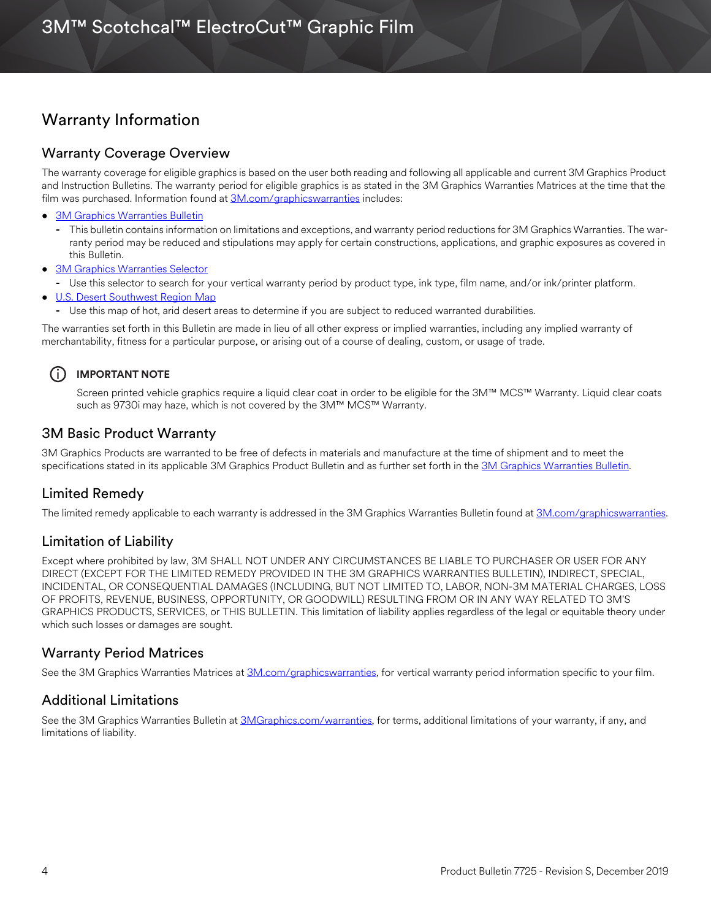## Warranty Information

### Warranty Coverage Overview

The warranty coverage for eligible graphics is based on the user both reading and following all applicable and current 3M Graphics Product and Instruction Bulletins. The warranty period for eligible graphics is as stated in the 3M Graphics Warranties Matrices at the time that the film was purchased. Information found at 3M.com/graphicswarranties includes:

- 3M Graphics Warranties Bulletin
  - This bulletin contains information on limitations and exceptions, and warranty period reductions for 3M Graphics Warranties. The warranty period may be reduced and stipulations may apply for certain constructions, applications, and graphic exposures as covered in this Bulletin.
- 3M Graphics Warranties Selector
  - Use this selector to search for your vertical warranty period by product type, ink type, film name, and/or ink/printer platform.
- U.S. Desert Southwest Region Map
  - Use this map of hot, arid desert areas to determine if you are subject to reduced warranted durabilities.

The warranties set forth in this Bulletin are made in lieu of all other express or implied warranties, including any implied warranty of merchantability, fitness for a particular purpose, or arising out of a course of dealing, custom, or usage of trade.

**IMPORTANT NOTE**

Screen printed vehicle graphics require a liquid clear coat in order to be eligible for the 3M™ MCS™ Warranty. Liquid clear coats such as 9730i may haze, which is not covered by the 3M™ MCS™ Warranty.

### 3M Basic Product Warranty

3M Graphics Products are warranted to be free of defects in materials and manufacture at the time of shipment and to meet the specifications stated in its applicable 3M Graphics Product Bulletin and as further set forth in the 3M Graphics Warranties Bulletin.

### Limited Remedy

The limited remedy applicable to each warranty is addressed in the 3M Graphics Warranties Bulletin found at 3M.com/graphicswarranties.

### Limitation of Liability

Except where prohibited by law, 3M SHALL NOT UNDER ANY CIRCUMSTANCES BE LIABLE TO PURCHASER OR USER FOR ANY DIRECT (EXCEPT FOR THE LIMITED REMEDY PROVIDED IN THE 3M GRAPHICS WARRANTIES BULLETIN), INDIRECT, SPECIAL, INCIDENTAL, OR CONSEQUENTIAL DAMAGES (INCLUDING, BUT NOT LIMITED TO, LABOR, NON-3M MATERIAL CHARGES, LOSS OF PROFITS, REVENUE, BUSINESS, OPPORTUNITY, OR GOODWILL) RESULTING FROM OR IN ANY WAY RELATED TO 3M'S GRAPHICS PRODUCTS, SERVICES, or THIS BULLETIN. This limitation of liability applies regardless of the legal or equitable theory under which such losses or damages are sought.

### Warranty Period Matrices

See the 3M Graphics Warranties Matrices at 3M.com/graphicswarranties, for vertical warranty period information specific to your film.

### Additional Limitations

See the 3M Graphics Warranties Bulletin at 3MGraphics.com/warranties, for terms, additional limitations of your warranty, if any, and limitations of liability.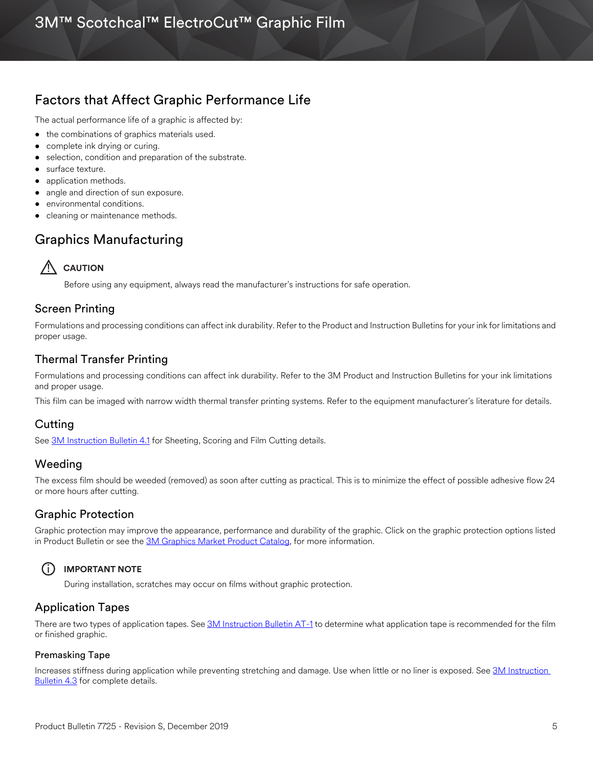## Factors that Affect Graphic Performance Life

The actual performance life of a graphic is affected by:

- the combinations of graphics materials used.
- complete ink drying or curing.
- selection, condition and preparation of the substrate.
- surface texture.
- application methods.
- angle and direction of sun exposure.
- environmental conditions.
- cleaning or maintenance methods.

## Graphics Manufacturing

> **CAUTION**
>
> Before using any equipment, always read the manufacturer's instructions for safe operation.

### Screen Printing

Formulations and processing conditions can affect ink durability. Refer to the Product and Instruction Bulletins for your ink for limitations and proper usage.

### Thermal Transfer Printing

Formulations and processing conditions can affect ink durability. Refer to the 3M Product and Instruction Bulletins for your ink limitations and proper usage.

This film can be imaged with narrow width thermal transfer printing systems. Refer to the equipment manufacturer's literature for details.

### Cutting

See 3M Instruction Bulletin 4.1 for Sheeting, Scoring and Film Cutting details.

### Weeding

The excess film should be weeded (removed) as soon after cutting as practical. This is to minimize the effect of possible adhesive flow 24 or more hours after cutting.

### Graphic Protection

Graphic protection may improve the appearance, performance and durability of the graphic. Click on the graphic protection options listed in Product Bulletin or see the 3M Graphics Market Product Catalog, for more information.

> **IMPORTANT NOTE**
>
> During installation, scratches may occur on films without graphic protection.

### Application Tapes

There are two types of application tapes. See 3M Instruction Bulletin AT-1 to determine what application tape is recommended for the film or finished graphic.

#### Premasking Tape

Increases stiffness during application while preventing stretching and damage. Use when little or no liner is exposed. See 3M Instruction Bulletin 4.3 for complete details.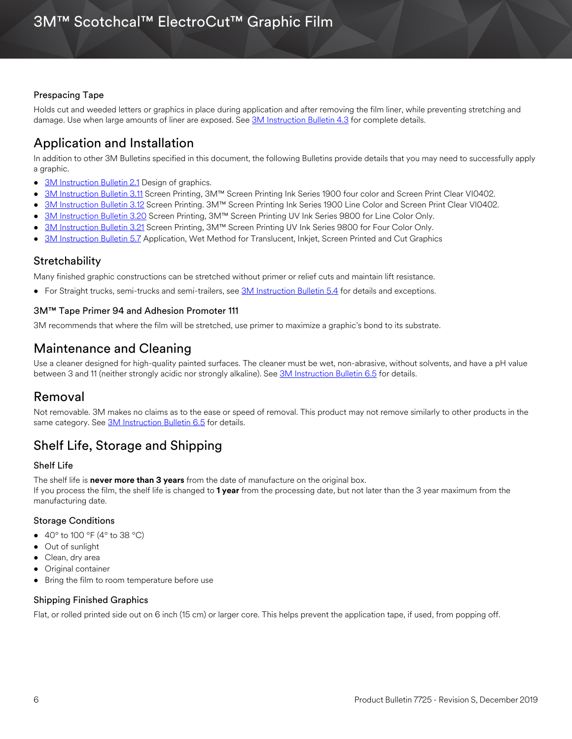### Prespacing Tape

Holds cut and weeded letters or graphics in place during application and after removing the film liner, while preventing stretching and damage. Use when large amounts of liner are exposed. See 3M Instruction Bulletin 4.3 for complete details.

## Application and Installation

In addition to other 3M Bulletins specified in this document, the following Bulletins provide details that you may need to successfully apply a graphic.

- 3M Instruction Bulletin 2.1 Design of graphics.
- 3M Instruction Bulletin 3.11 Screen Printing, 3M™ Screen Printing Ink Series 1900 four color and Screen Print Clear VI0402.
- 3M Instruction Bulletin 3.12 Screen Printing. 3M™ Screen Printing Ink Series 1900 Line Color and Screen Print Clear VI0402.
- 3M Instruction Bulletin 3.20 Screen Printing, 3M™ Screen Printing UV Ink Series 9800 for Line Color Only.
- 3M Instruction Bulletin 3.21 Screen Printing, 3M™ Screen Printing UV Ink Series 9800 for Four Color Only.
- 3M Instruction Bulletin 5.7 Application, Wet Method for Translucent, Inkjet, Screen Printed and Cut Graphics

### Stretchability

Many finished graphic constructions can be stretched without primer or relief cuts and maintain lift resistance.

- For Straight trucks, semi-trucks and semi-trailers, see 3M Instruction Bulletin 5.4 for details and exceptions.

#### 3M™ Tape Primer 94 and Adhesion Promoter 111

3M recommends that where the film will be stretched, use primer to maximize a graphic's bond to its substrate.

## Maintenance and Cleaning

Use a cleaner designed for high-quality painted surfaces. The cleaner must be wet, non-abrasive, without solvents, and have a pH value between 3 and 11 (neither strongly acidic nor strongly alkaline). See 3M Instruction Bulletin 6.5 for details.

## Removal

Not removable. 3M makes no claims as to the ease or speed of removal. This product may not remove similarly to other products in the same category. See 3M Instruction Bulletin 6.5 for details.

## Shelf Life, Storage and Shipping

### Shelf Life

The shelf life is **never more than 3 years** from the date of manufacture on the original box.
If you process the film, the shelf life is changed to **1 year** from the processing date, but not later than the 3 year maximum from the manufacturing date.

### Storage Conditions

- 40° to 100 °F (4° to 38 °C)
- Out of sunlight
- Clean, dry area
- Original container
- Bring the film to room temperature before use

### Shipping Finished Graphics

Flat, or rolled printed side out on 6 inch (15 cm) or larger core. This helps prevent the application tape, if used, from popping off.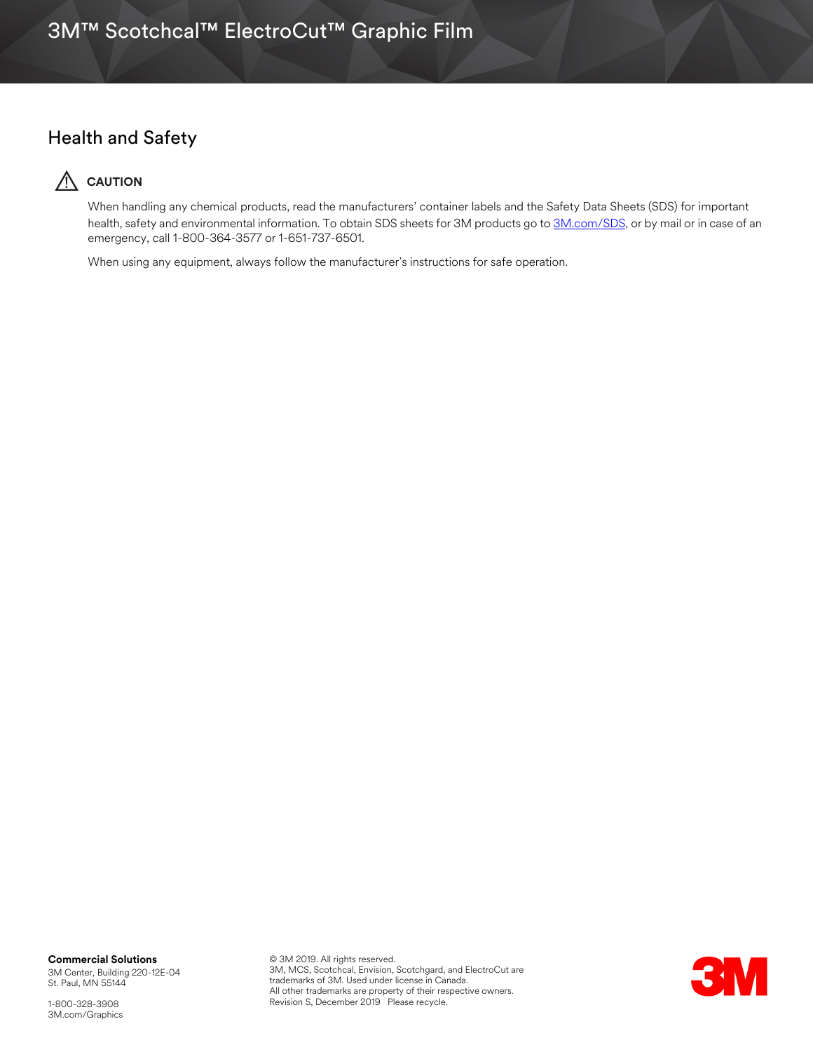## Health and Safety

⚠ **CAUTION**

When handling any chemical products, read the manufacturers' container labels and the Safety Data Sheets (SDS) for important health, safety and environmental information. To obtain SDS sheets for 3M products go to 3M.com/SDS, or by mail or in case of an emergency, call 1-800-364-3577 or 1-651-737-6501.

When using any equipment, always follow the manufacturer's instructions for safe operation.

**Commercial Solutions**
3M Center, Building 220-12E-04
St. Paul, MN 55144

1-800-328-3908
3M.com/Graphics

© 3M 2019. All rights reserved.
3M, MCS, Scotchcal, Envision, Scotchgard, and ElectroCut are trademarks of 3M. Used under license in Canada.
All other trademarks are property of their respective owners.
Revision S, December 2019   Please recycle.